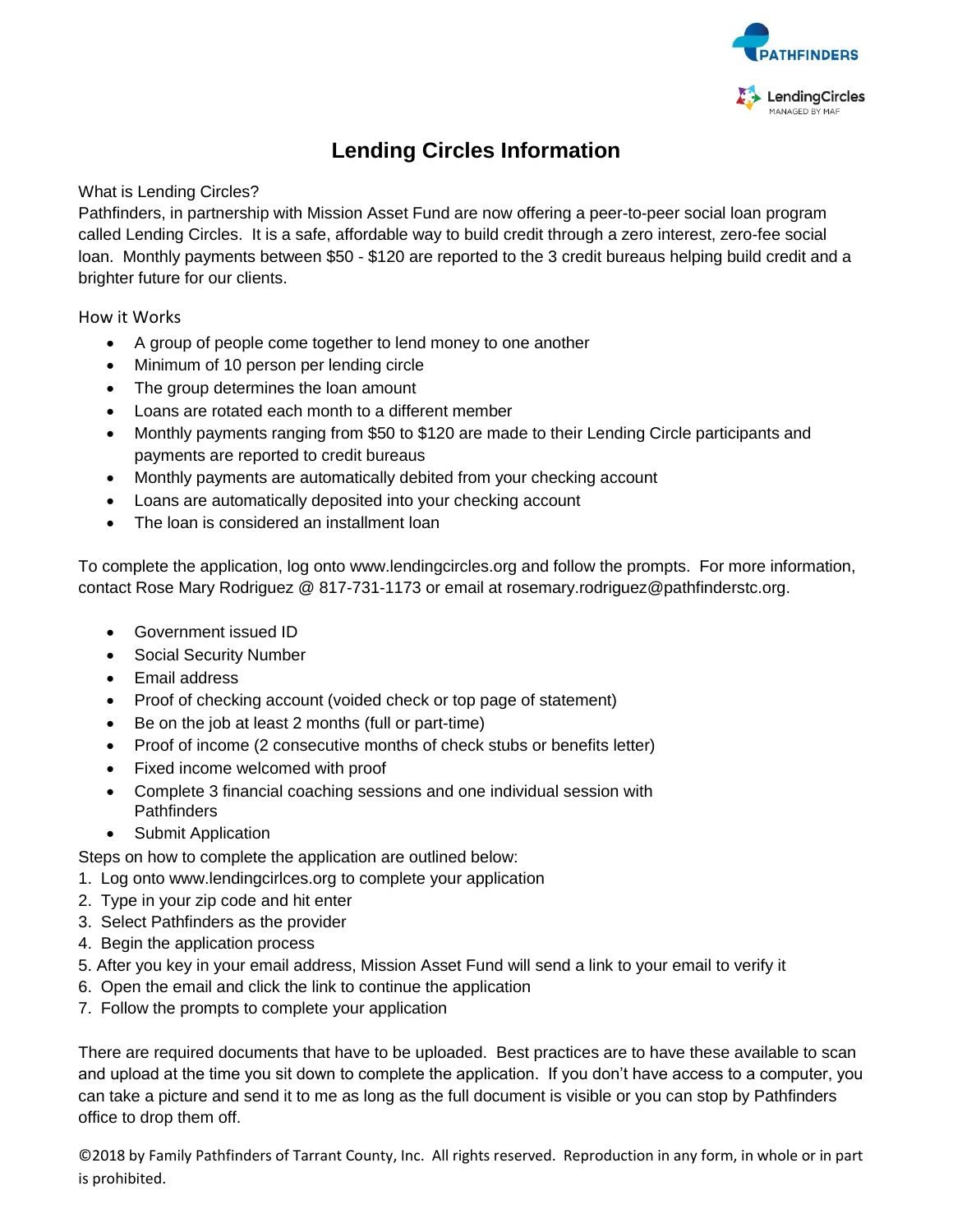# Lending Circles Information

What is Lending Circles?

Pathfinders, in partnership with Mission Asset Fund are now offering a peer-to-peer social loan program called Lending Circles. It is a safe, affordable way to build credit through a zero interest, zero-fee social loan. Monthly payments between $50 - $120 are reported to the 3 credit bureaus helping build credit and a brighter future for our clients.

How it Works

- A group of people come together to lend money to one another
- Minimum of 10 person per lending circle
- The group determines the loan amount
- Loans are rotated each month to a different member
- Monthly payments ranging from $50 to $120 are made to their Lending Circle participants and payments are reported to credit bureaus
- Monthly payments are automatically debited from your checking account
- Loans are automatically deposited into your checking account
- The loan is considered an installment loan

To complete the application, log onto www.lendingcircles.org and follow the prompts. For more information, contact Rose Mary Rodriguez @ 817-731-1173 or email at rosemary.rodriguez@pathfinderstc.org.

- Government issued ID
- Social Security Number
- Email address
- Proof of checking account (voided check or top page of statement)
- Be on the job at least 2 months (full or part-time)
- Proof of income (2 consecutive months of check stubs or benefits letter)
- Fixed income welcomed with proof
- Complete 3 financial coaching sessions and one individual session with Pathfinders
- Submit Application

Steps on how to complete the application are outlined below:

1. Log onto www.lendingcirlces.org to complete your application
2. Type in your zip code and hit enter
3. Select Pathfinders as the provider
4. Begin the application process
5. After you key in your email address, Mission Asset Fund will send a link to your email to verify it
6. Open the email and click the link to continue the application
7. Follow the prompts to complete your application

There are required documents that have to be uploaded. Best practices are to have these available to scan and upload at the time you sit down to complete the application. If you don't have access to a computer, you can take a picture and send it to me as long as the full document is visible or you can stop by Pathfinders office to drop them off.

©2018 by Family Pathfinders of Tarrant County, Inc. All rights reserved. Reproduction in any form, in whole or in part is prohibited.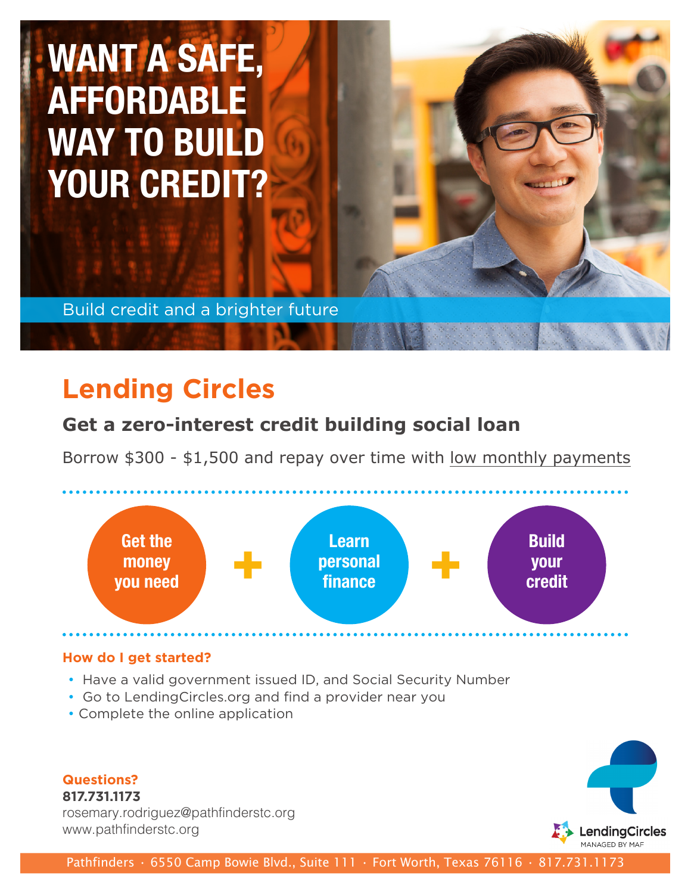# WANT A SAFE, AFFORDABLE WAY TO BUILD YOUR CREDIT?

Build credit and a brighter future

## Lending Circles

### Get a zero-interest credit building social loan

Borrow $300 - $1,500 and repay over time with low monthly payments

**Get the money you need** + **Learn personal finance** + **Build your credit**

**How do I get started?**

- Have a valid government issued ID, and Social Security Number
- Go to LendingCircles.org and find a provider near you
- Complete the online application

**Questions?**
**817.731.1173**
rosemary.rodriguez@pathfinderstc.org
www.pathfinderstc.org

LendingCircles
MANAGED BY MAF

Pathfinders · 6550 Camp Bowie Blvd., Suite 111 · Fort Worth, Texas 76116 · 817.731.1173